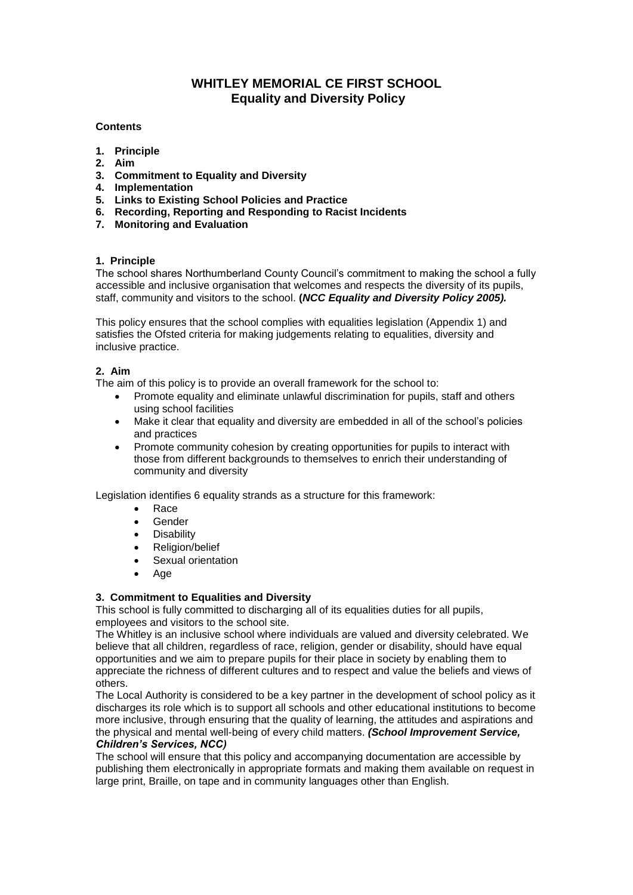# WHITLEY MEMORIAL CE FIRST SCHOOL
## Equality and Diversity Policy

**Contents**

1. **Principle**
2. **Aim**
3. **Commitment to Equality and Diversity**
4. **Implementation**
5. **Links to Existing School Policies and Practice**
6. **Recording, Reporting and Responding to Racist Incidents**
7. **Monitoring and Evaluation**

### 1. Principle

The school shares Northumberland County Council's commitment to making the school a fully accessible and inclusive organisation that welcomes and respects the diversity of its pupils, staff, community and visitors to the school. **(*NCC Equality and Diversity Policy 2005).***

This policy ensures that the school complies with equalities legislation (Appendix 1) and satisfies the Ofsted criteria for making judgements relating to equalities, diversity and inclusive practice.

### 2. Aim

The aim of this policy is to provide an overall framework for the school to:

- Promote equality and eliminate unlawful discrimination for pupils, staff and others using school facilities
- Make it clear that equality and diversity are embedded in all of the school's policies and practices
- Promote community cohesion by creating opportunities for pupils to interact with those from different backgrounds to themselves to enrich their understanding of community and diversity

Legislation identifies 6 equality strands as a structure for this framework:

- Race
- Gender
- Disability
- Religion/belief
- Sexual orientation
- Age

### 3. Commitment to Equalities and Diversity

This school is fully committed to discharging all of its equalities duties for all pupils, employees and visitors to the school site.

The Whitley is an inclusive school where individuals are valued and diversity celebrated. We believe that all children, regardless of race, religion, gender or disability, should have equal opportunities and we aim to prepare pupils for their place in society by enabling them to appreciate the richness of different cultures and to respect and value the beliefs and views of others.

The Local Authority is considered to be a key partner in the development of school policy as it discharges its role which is to support all schools and other educational institutions to become more inclusive, through ensuring that the quality of learning, the attitudes and aspirations and the physical and mental well-being of every child matters. ***(School Improvement Service, Children's Services, NCC)***

The school will ensure that this policy and accompanying documentation are accessible by publishing them electronically in appropriate formats and making them available on request in large print, Braille, on tape and in community languages other than English.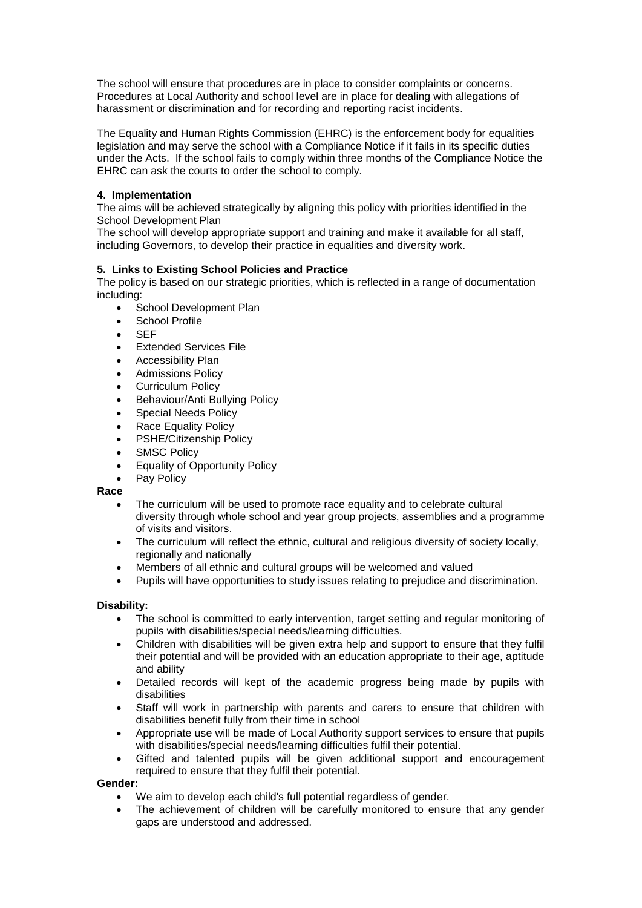The school will ensure that procedures are in place to consider complaints or concerns. Procedures at Local Authority and school level are in place for dealing with allegations of harassment or discrimination and for recording and reporting racist incidents.

The Equality and Human Rights Commission (EHRC) is the enforcement body for equalities legislation and may serve the school with a Compliance Notice if it fails in its specific duties under the Acts. If the school fails to comply within three months of the Compliance Notice the EHRC can ask the courts to order the school to comply.

**4. Implementation**

The aims will be achieved strategically by aligning this policy with priorities identified in the School Development Plan

The school will develop appropriate support and training and make it available for all staff, including Governors, to develop their practice in equalities and diversity work.

**5. Links to Existing School Policies and Practice**

The policy is based on our strategic priorities, which is reflected in a range of documentation including:

- School Development Plan
- School Profile
- SEF
- Extended Services File
- Accessibility Plan
- Admissions Policy
- Curriculum Policy
- Behaviour/Anti Bullying Policy
- Special Needs Policy
- Race Equality Policy
- PSHE/Citizenship Policy
- SMSC Policy
- Equality of Opportunity Policy
- Pay Policy

**Race**

- The curriculum will be used to promote race equality and to celebrate cultural diversity through whole school and year group projects, assemblies and a programme of visits and visitors.
- The curriculum will reflect the ethnic, cultural and religious diversity of society locally, regionally and nationally
- Members of all ethnic and cultural groups will be welcomed and valued
- Pupils will have opportunities to study issues relating to prejudice and discrimination.

**Disability:**

- The school is committed to early intervention, target setting and regular monitoring of pupils with disabilities/special needs/learning difficulties.
- Children with disabilities will be given extra help and support to ensure that they fulfil their potential and will be provided with an education appropriate to their age, aptitude and ability
- Detailed records will kept of the academic progress being made by pupils with disabilities
- Staff will work in partnership with parents and carers to ensure that children with disabilities benefit fully from their time in school
- Appropriate use will be made of Local Authority support services to ensure that pupils with disabilities/special needs/learning difficulties fulfil their potential.
- Gifted and talented pupils will be given additional support and encouragement required to ensure that they fulfil their potential.

**Gender:**

- We aim to develop each child's full potential regardless of gender.
- The achievement of children will be carefully monitored to ensure that any gender gaps are understood and addressed.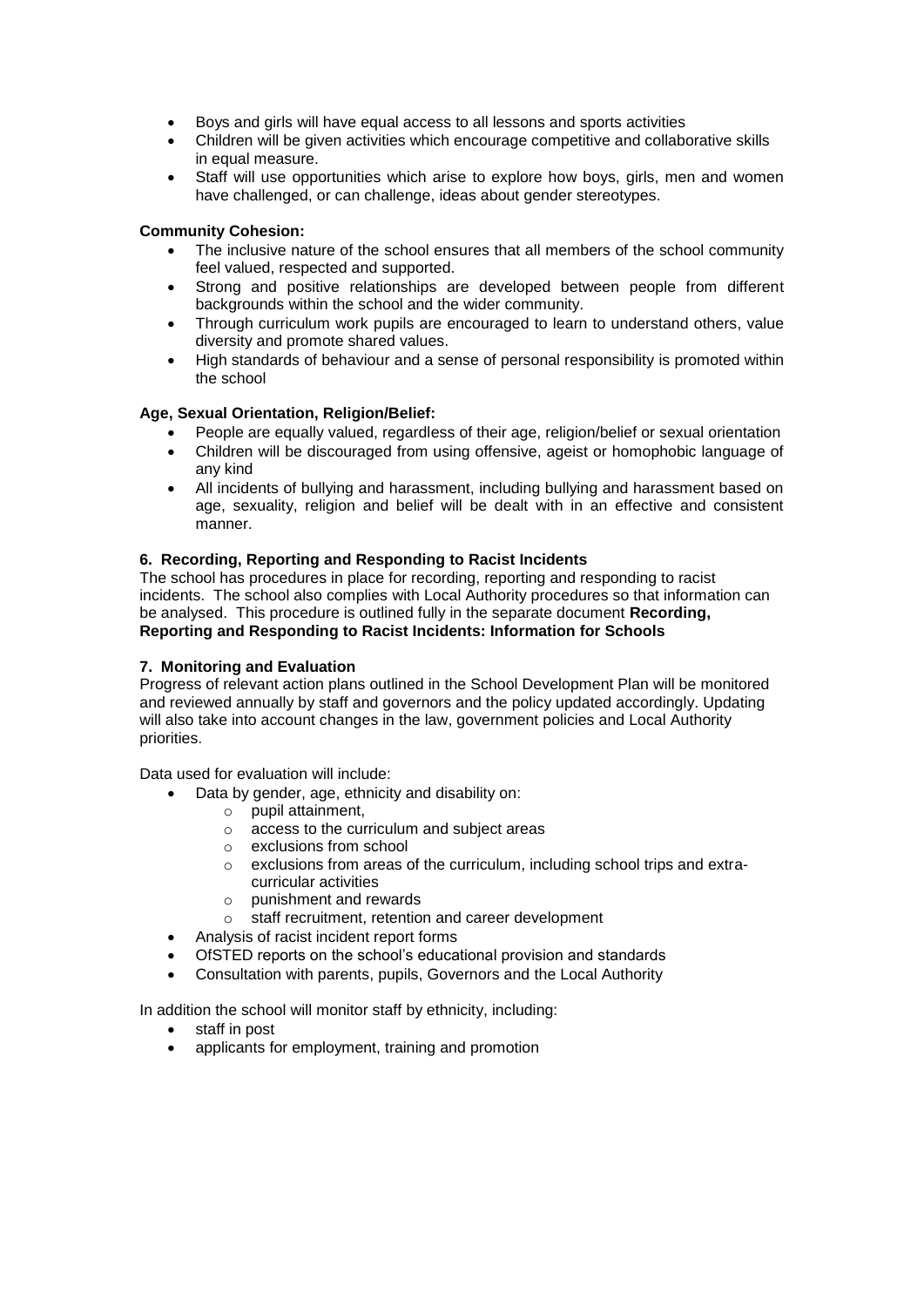- Boys and girls will have equal access to all lessons and sports activities
- Children will be given activities which encourage competitive and collaborative skills in equal measure.
- Staff will use opportunities which arise to explore how boys, girls, men and women have challenged, or can challenge, ideas about gender stereotypes.

**Community Cohesion:**

- The inclusive nature of the school ensures that all members of the school community feel valued, respected and supported.
- Strong and positive relationships are developed between people from different backgrounds within the school and the wider community.
- Through curriculum work pupils are encouraged to learn to understand others, value diversity and promote shared values.
- High standards of behaviour and a sense of personal responsibility is promoted within the school

**Age, Sexual Orientation, Religion/Belief:**

- People are equally valued, regardless of their age, religion/belief or sexual orientation
- Children will be discouraged from using offensive, ageist or homophobic language of any kind
- All incidents of bullying and harassment, including bullying and harassment based on age, sexuality, religion and belief will be dealt with in an effective and consistent manner.

**6. Recording, Reporting and Responding to Racist Incidents**

The school has procedures in place for recording, reporting and responding to racist incidents. The school also complies with Local Authority procedures so that information can be analysed. This procedure is outlined fully in the separate document **Recording, Reporting and Responding to Racist Incidents: Information for Schools**

**7. Monitoring and Evaluation**

Progress of relevant action plans outlined in the School Development Plan will be monitored and reviewed annually by staff and governors and the policy updated accordingly. Updating will also take into account changes in the law, government policies and Local Authority priorities.

Data used for evaluation will include:

- Data by gender, age, ethnicity and disability on:
  - pupil attainment,
  - access to the curriculum and subject areas
  - exclusions from school
  - exclusions from areas of the curriculum, including school trips and extra-curricular activities
  - punishment and rewards
  - staff recruitment, retention and career development
- Analysis of racist incident report forms
- OfSTED reports on the school's educational provision and standards
- Consultation with parents, pupils, Governors and the Local Authority

In addition the school will monitor staff by ethnicity, including:

- staff in post
- applicants for employment, training and promotion